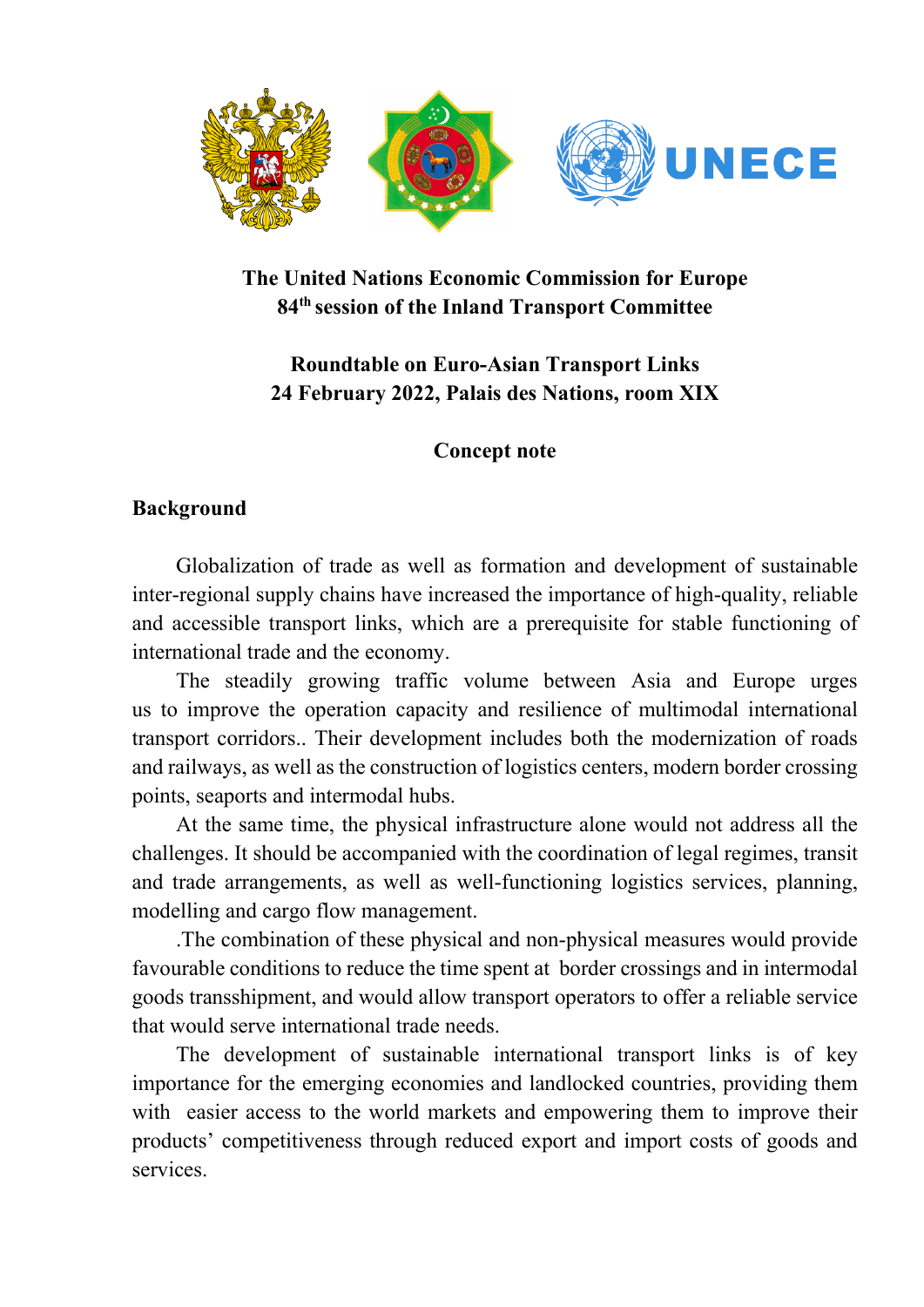**The United Nations Economic Commission for Europe**
**84th session of the Inland Transport Committee**

**Roundtable on Euro-Asian Transport Links**
**24 February 2022, Palais des Nations, room XIX**

**Concept note**

## Background

Globalization of trade as well as formation and development of sustainable inter-regional supply chains have increased the importance of high-quality, reliable and accessible transport links, which are a prerequisite for stable functioning of international trade and the economy.

The steadily growing traffic volume between Asia and Europe urges us to improve the operation capacity and resilience of multimodal international transport corridors.. Their development includes both the modernization of roads and railways, as well as the construction of logistics centers, modern border crossing points, seaports and intermodal hubs.

At the same time, the physical infrastructure alone would not address all the challenges. It should be accompanied with the coordination of legal regimes, transit and trade arrangements, as well as well-functioning logistics services, planning, modelling and cargo flow management.

.The combination of these physical and non-physical measures would provide favourable conditions to reduce the time spent at border crossings and in intermodal goods transshipment, and would allow transport operators to offer a reliable service that would serve international trade needs.

The development of sustainable international transport links is of key importance for the emerging economies and landlocked countries, providing them with easier access to the world markets and empowering them to improve their products' competitiveness through reduced export and import costs of goods and services.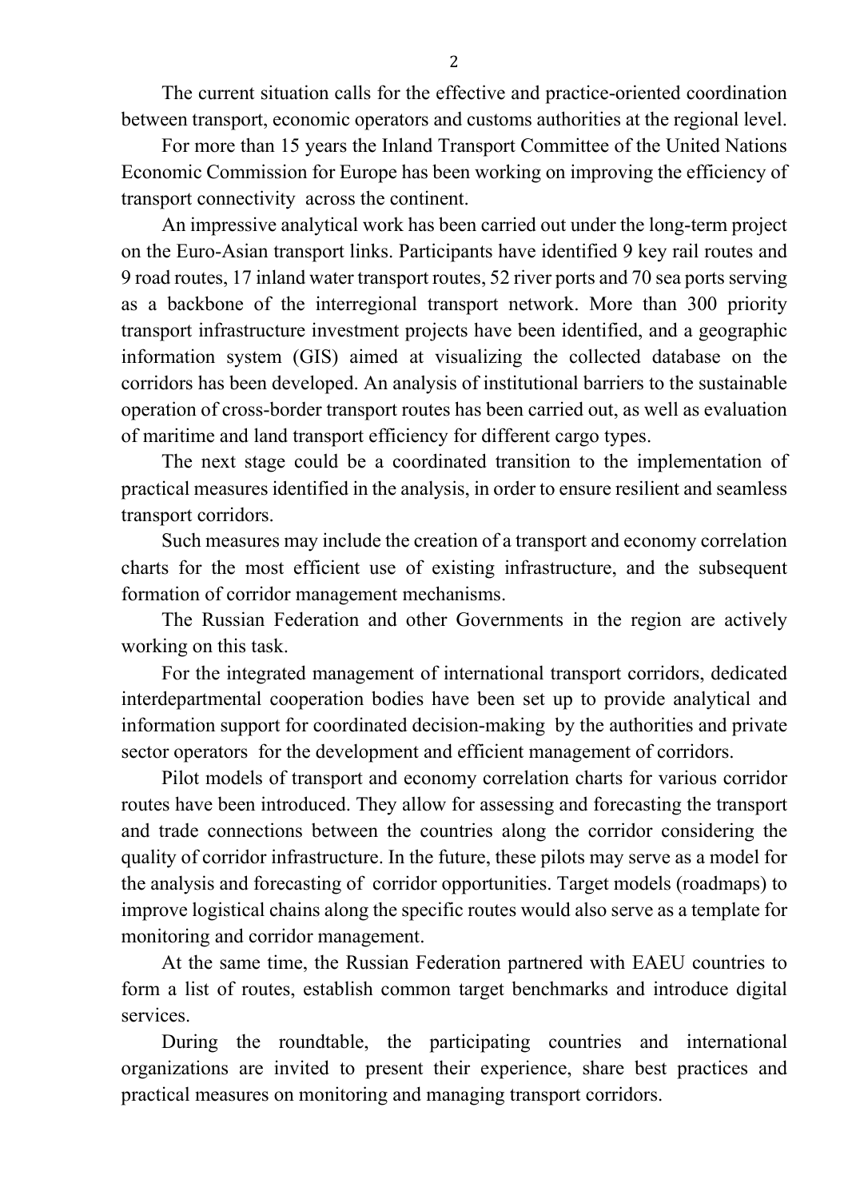The current situation calls for the effective and practice-oriented coordination between transport, economic operators and customs authorities at the regional level.

For more than 15 years the Inland Transport Committee of the United Nations Economic Commission for Europe has been working on improving the efficiency of transport connectivity across the continent.

An impressive analytical work has been carried out under the long-term project on the Euro-Asian transport links. Participants have identified 9 key rail routes and 9 road routes, 17 inland water transport routes, 52 river ports and 70 sea ports serving as a backbone of the interregional transport network. More than 300 priority transport infrastructure investment projects have been identified, and a geographic information system (GIS) aimed at visualizing the collected database on the corridors has been developed. An analysis of institutional barriers to the sustainable operation of cross-border transport routes has been carried out, as well as evaluation of maritime and land transport efficiency for different cargo types.

The next stage could be a coordinated transition to the implementation of practical measures identified in the analysis, in order to ensure resilient and seamless transport corridors.

Such measures may include the creation of a transport and economy correlation charts for the most efficient use of existing infrastructure, and the subsequent formation of corridor management mechanisms.

The Russian Federation and other Governments in the region are actively working on this task.

For the integrated management of international transport corridors, dedicated interdepartmental cooperation bodies have been set up to provide analytical and information support for coordinated decision-making by the authorities and private sector operators for the development and efficient management of corridors.

Pilot models of transport and economy correlation charts for various corridor routes have been introduced. They allow for assessing and forecasting the transport and trade connections between the countries along the corridor considering the quality of corridor infrastructure. In the future, these pilots may serve as a model for the analysis and forecasting of corridor opportunities. Target models (roadmaps) to improve logistical chains along the specific routes would also serve as a template for monitoring and corridor management.

At the same time, the Russian Federation partnered with EAEU countries to form a list of routes, establish common target benchmarks and introduce digital services.

During the roundtable, the participating countries and international organizations are invited to present their experience, share best practices and practical measures on monitoring and managing transport corridors.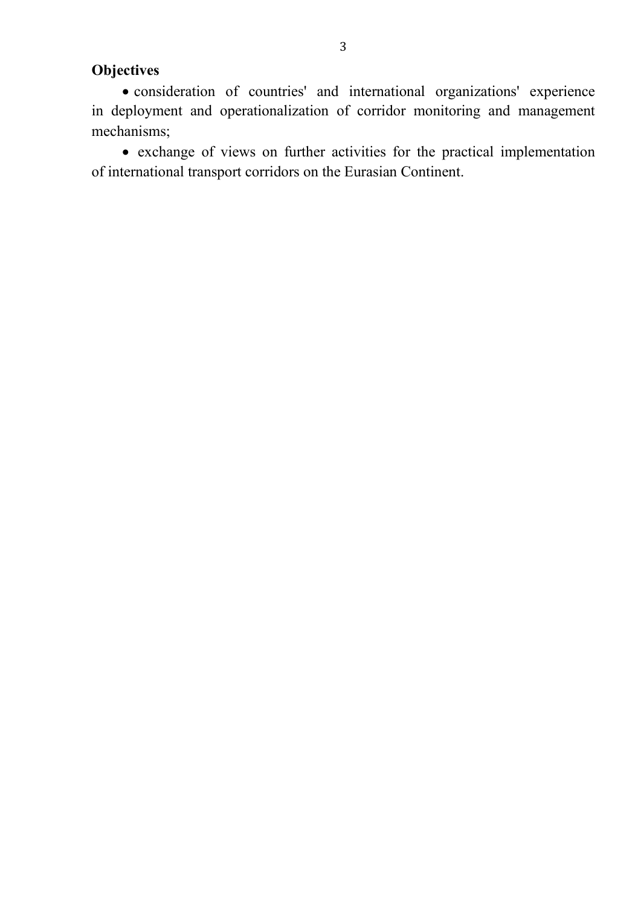**Objectives**

- consideration of countries' and international organizations' experience in deployment and operationalization of corridor monitoring and management mechanisms;
- exchange of views on further activities for the practical implementation of international transport corridors on the Eurasian Continent.